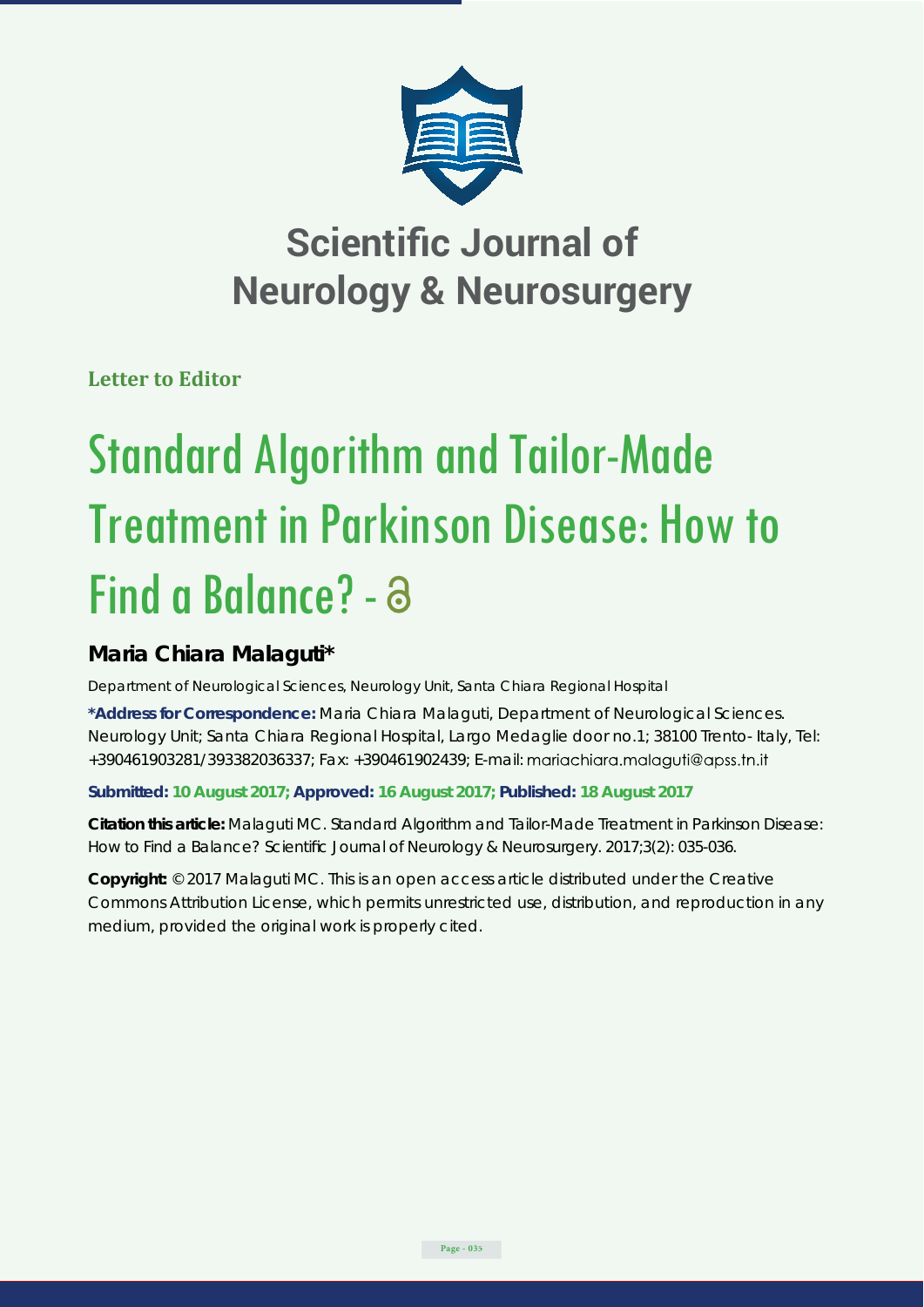# Scientific Journal of Neurology & Neurosurgery

**Letter to Editor**

# Standard Algorithm and Tailor-Made Treatment in Parkinson Disease: How to Find a Balance? -

## Maria Chiara Malaguti*

Department of Neurological Sciences, Neurology Unit, Santa Chiara Regional Hospital

**\*Address for Correspondence:** Maria Chiara Malaguti, Department of Neurological Sciences. Neurology Unit; Santa Chiara Regional Hospital, Largo Medaglie door no.1; 38100 Trento- Italy, Tel: +390461903281/393382036337; Fax: +390461902439; E-mail: mariachiara.malaguti@apss.tn.it

**Submitted: 10 August 2017; Approved: 16 August 2017; Published: 18 August 2017**

**Citation this article:** Malaguti MC. Standard Algorithm and Tailor-Made Treatment in Parkinson Disease: How to Find a Balance? Scientific Journal of Neurology & Neurosurgery. 2017;3(2): 035-036.

**Copyright:** © 2017 Malaguti MC. This is an open access article distributed under the Creative Commons Attribution License, which permits unrestricted use, distribution, and reproduction in any medium, provided the original work is properly cited.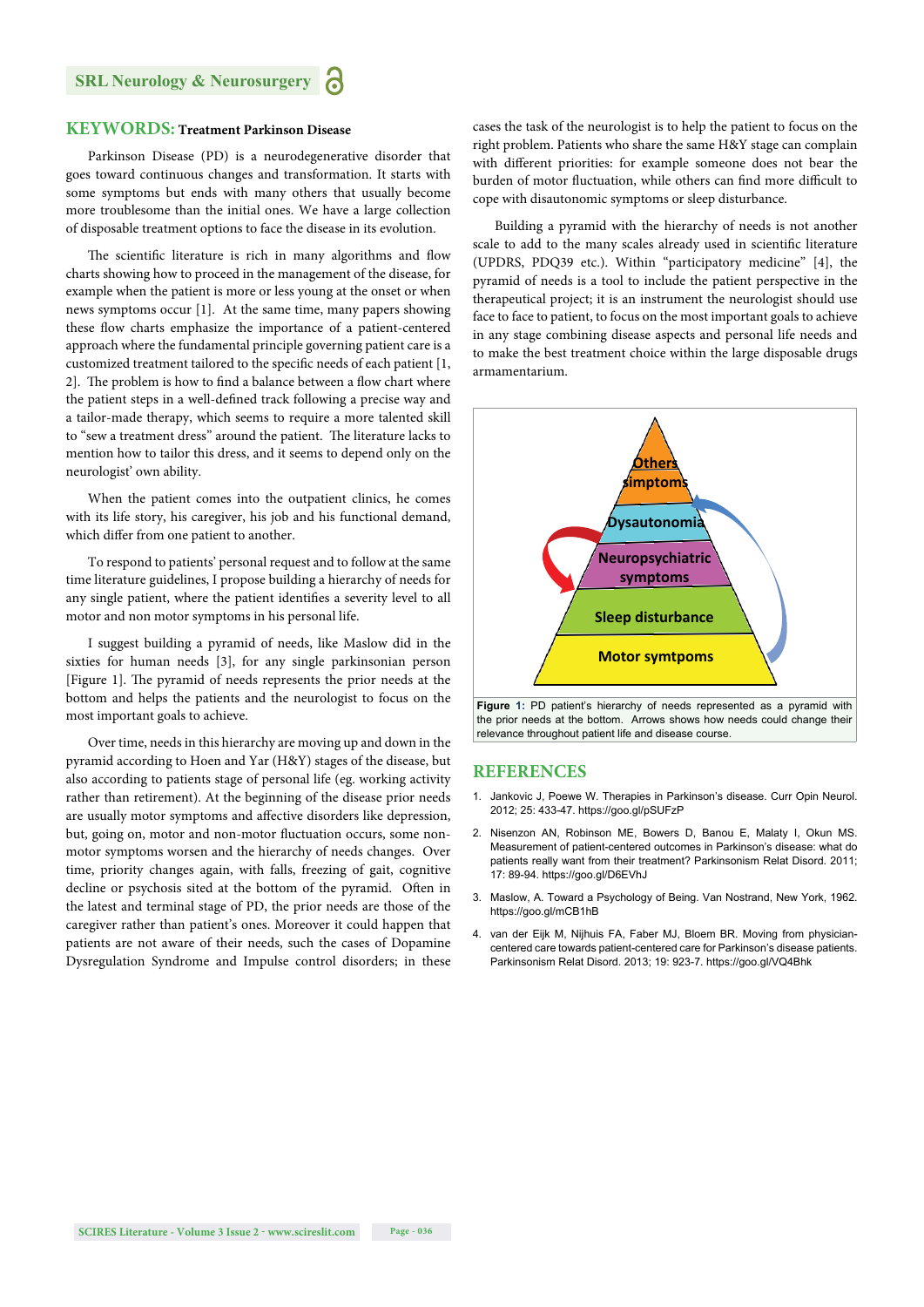## KEYWORDS: Treatment Parkinson Disease

Parkinson Disease (PD) is a neurodegenerative disorder that goes toward continuous changes and transformation. It starts with some symptoms but ends with many others that usually become more troublesome than the initial ones. We have a large collection of disposable treatment options to face the disease in its evolution.

The scientific literature is rich in many algorithms and flow charts showing how to proceed in the management of the disease, for example when the patient is more or less young at the onset or when news symptoms occur [1]. At the same time, many papers showing these flow charts emphasize the importance of a patient-centered approach where the fundamental principle governing patient care is a customized treatment tailored to the specific needs of each patient [1, 2]. The problem is how to find a balance between a flow chart where the patient steps in a well-defined track following a precise way and a tailor-made therapy, which seems to require a more talented skill to "sew a treatment dress" around the patient. The literature lacks to mention how to tailor this dress, and it seems to depend only on the neurologist' own ability.

When the patient comes into the outpatient clinics, he comes with its life story, his caregiver, his job and his functional demand, which differ from one patient to another.

To respond to patients' personal request and to follow at the same time literature guidelines, I propose building a hierarchy of needs for any single patient, where the patient identifies a severity level to all motor and non motor symptoms in his personal life.

I suggest building a pyramid of needs, like Maslow did in the sixties for human needs [3], for any single parkinsonian person [Figure 1]. The pyramid of needs represents the prior needs at the bottom and helps the patients and the neurologist to focus on the most important goals to achieve.

Over time, needs in this hierarchy are moving up and down in the pyramid according to Hoen and Yar (H&Y) stages of the disease, but also according to patients stage of personal life (eg. working activity rather than retirement). At the beginning of the disease prior needs are usually motor symptoms and affective disorders like depression, but, going on, motor and non-motor fluctuation occurs, some non-motor symptoms worsen and the hierarchy of needs changes. Over time, priority changes again, with falls, freezing of gait, cognitive decline or psychosis sited at the bottom of the pyramid. Often in the latest and terminal stage of PD, the prior needs are those of the caregiver rather than patient's ones. Moreover it could happen that patients are not aware of their needs, such the cases of Dopamine Dysregulation Syndrome and Impulse control disorders; in these cases the task of the neurologist is to help the patient to focus on the right problem. Patients who share the same H&Y stage can complain with different priorities: for example someone does not bear the burden of motor fluctuation, while others can find more difficult to cope with disautonomic symptoms or sleep disturbance.

Building a pyramid with the hierarchy of needs is not another scale to add to the many scales already used in scientific literature (UPDRS, PDQ39 etc.). Within "participatory medicine" [4], the pyramid of needs is a tool to include the patient perspective in the therapeutical project; it is an instrument the neurologist should use face to face to patient, to focus on the most important goals to achieve in any stage combining disease aspects and personal life needs and to make the best treatment choice within the large disposable drugs armamentarium.

Others simptoms

Dysautonomia

Neuropsychiatric symptoms

Sleep disturbance

Motor symtpoms

**Figure 1:** PD patient's hierarchy of needs represented as a pyramid with the prior needs at the bottom. Arrows shows how needs could change their relevance throughout patient life and disease course.

## REFERENCES

1. Jankovic J, Poewe W. Therapies in Parkinson's disease. Curr Opin Neurol. 2012; 25: 433-47. https://goo.gl/pSUFzP
2. Nisenzon AN, Robinson ME, Bowers D, Banou E, Malaty I, Okun MS. Measurement of patient-centered outcomes in Parkinson's disease: what do patients really want from their treatment? Parkinsonism Relat Disord. 2011; 17: 89-94. https://goo.gl/D6EVhJ
3. Maslow, A. Toward a Psychology of Being. Van Nostrand, New York, 1962. https://goo.gl/mCB1hB
4. van der Eijk M, Nijhuis FA, Faber MJ, Bloem BR. Moving from physician-centered care towards patient-centered care for Parkinson's disease patients. Parkinsonism Relat Disord. 2013; 19: 923-7. https://goo.gl/VQ4Bhk